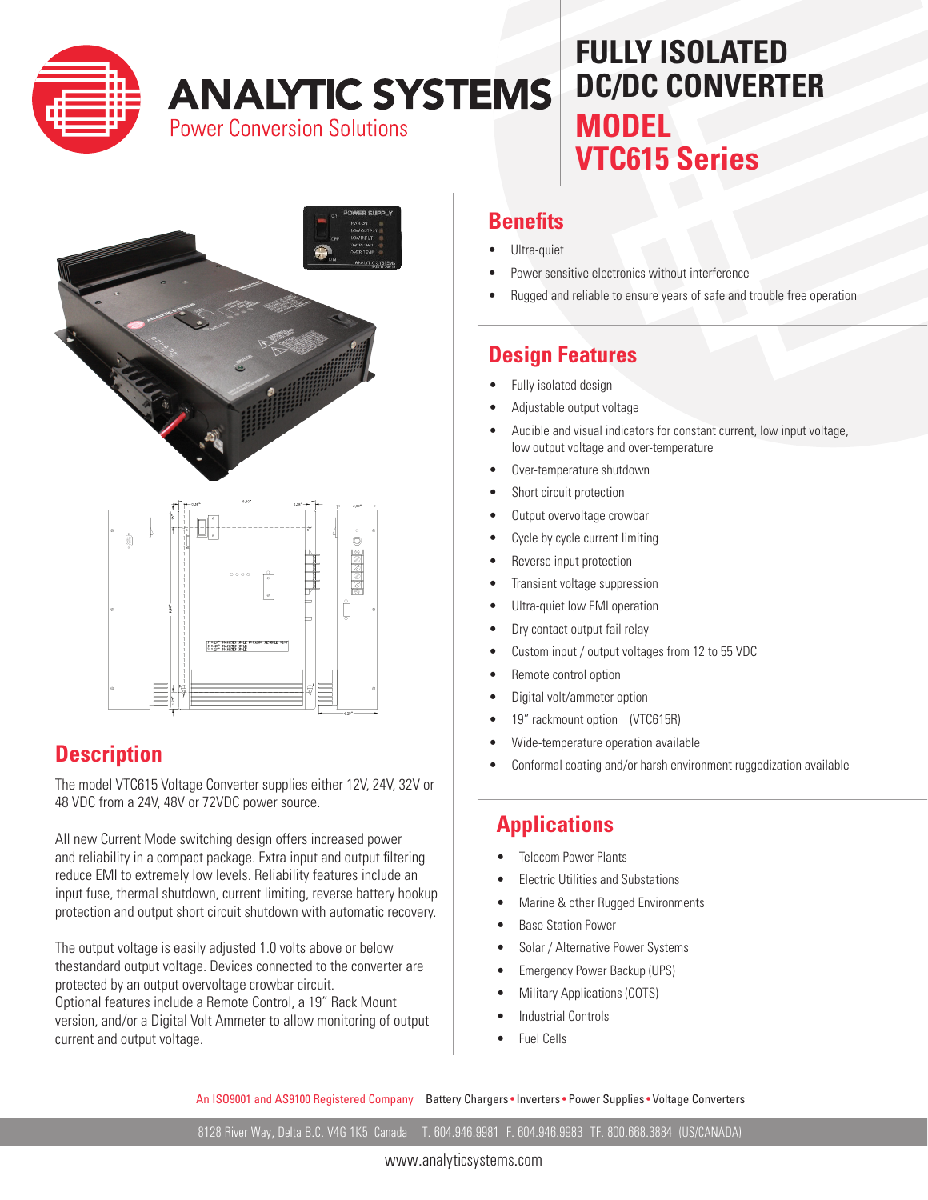# ANALYTIC SYSTEMS

Power Conversion Solutions

# FULLY ISOLATED DC/DC CONVERTER

# MODEL VTC615 Series

## Description

The model VTC615 Voltage Converter supplies either 12V, 24V, 32V or 48 VDC from a 24V, 48V or 72VDC power source.

All new Current Mode switching design offers increased power and reliability in a compact package. Extra input and output filtering reduce EMI to extremely low levels. Reliability features include an input fuse, thermal shutdown, current limiting, reverse battery hookup protection and output short circuit shutdown with automatic recovery.

The output voltage is easily adjusted 1.0 volts above or below thestandard output voltage. Devices connected to the converter are protected by an output overvoltage crowbar circuit.
Optional features include a Remote Control, a 19" Rack Mount version, and/or a Digital Volt Ammeter to allow monitoring of output current and output voltage.

## Benefits

- Ultra-quiet
- Power sensitive electronics without interference
- Rugged and reliable to ensure years of safe and trouble free operation

## Design Features

- Fully isolated design
- Adjustable output voltage
- Audible and visual indicators for constant current, low input voltage, low output voltage and over-temperature
- Over-temperature shutdown
- Short circuit protection
- Output overvoltage crowbar
- Cycle by cycle current limiting
- Reverse input protection
- Transient voltage suppression
- Ultra-quiet low EMI operation
- Dry contact output fail relay
- Custom input / output voltages from 12 to 55 VDC
- Remote control option
- Digital volt/ammeter option
- 19" rackmount option (VTC615R)
- Wide-temperature operation available
- Conformal coating and/or harsh environment ruggedization available

## Applications

- Telecom Power Plants
- Electric Utilities and Substations
- Marine & other Rugged Environments
- Base Station Power
- Solar / Alternative Power Systems
- Emergency Power Backup (UPS)
- Military Applications (COTS)
- Industrial Controls
- Fuel Cells

An ISO9001 and AS9100 Registered Company Battery Chargers • Inverters • Power Supplies • Voltage Converters

8128 River Way, Delta B.C. V4G 1K5 Canada T. 604.946.9981 F. 604.946.9983 TF. 800.668.3884 (US/CANADA)

www.analyticsystems.com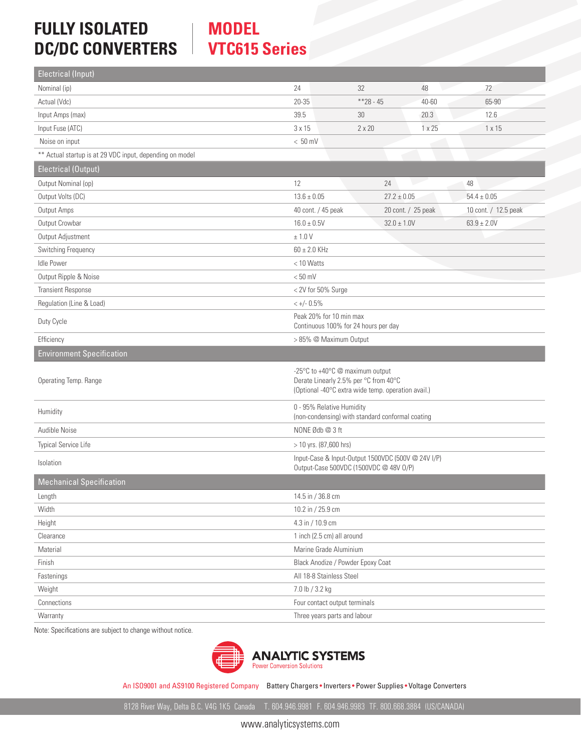# FULLY ISOLATED DC/DC CONVERTERS

# MODEL VTC615 Series

| Electrical (Input) | | | | |
|---|---|---|---|---|
| Nominal (ip) | 24 | 32 | 48 | 72 |
| Actual (Vdc) | 20-35 | **28 - 45 | 40-60 | 65-90 |
| Input Amps (max) | 39.5 | 30 | 20.3 | 12.6 |
| Input Fuse (ATC) | 3 x 15 | 2 x 20 | 1 x 25 | 1 x 15 |
| Noise on input | < 50 mV | | | |
| ** Actual startup is at 29 VDC input, depending on model | | | | |

| Electrical (Output) | | | |
|---|---|---|---|
| Output Nominal (op) | 12 | 24 | 48 |
| Output Volts (DC) | 13.6 ± 0.05 | 27.2 ± 0.05 | 54.4 ± 0.05 |
| Output Amps | 40 cont. / 45 peak | 20 cont. / 25 peak | 10 cont. / 12.5 peak |
| Output Crowbar | 16.0 ± 0.5V | 32.0 ± 1.0V | 63.9 ± 2.0V |
| Output Adjustment | ± 1.0 V | | |
| Switching Frequency | 60 ± 2.0 KHz | | |
| Idle Power | < 10 Watts | | |
| Output Ripple & Noise | < 50 mV | | |
| Transient Response | < 2V for 50% Surge | | |
| Regulation (Line & Load) | < +/- 0.5% | | |
| Duty Cycle | Peak 20% for 10 min max<br>Continuous 100% for 24 hours per day | | |
| Efficiency | > 85% @ Maximum Output | | |

| Environment Specification | |
|---|---|
| Operating Temp. Range | -25°C to +40°C @ maximum output<br>Derate Linearly 2.5% per °C from 40°C<br>(Optional -40°C extra wide temp. operation avail.) |
| Humidity | 0 - 95% Relative Humidity<br>(non-condensing) with standard conformal coating |
| Audible Noise | NONE Ødb @ 3 ft |
| Typical Service Life | > 10 yrs. (87,600 hrs) |
| Isolation | Input-Case & Input-Output 1500VDC (500V @ 24V I/P)<br>Output-Case 500VDC (1500VDC @ 48V O/P) |

| Mechanical Specification | |
|---|---|
| Length | 14.5 in / 36.8 cm |
| Width | 10.2 in / 25.9 cm |
| Height | 4.3 in / 10.9 cm |
| Clearance | 1 inch (2.5 cm) all around |
| Material | Marine Grade Aluminium |
| Finish | Black Anodize / Powder Epoxy Coat |
| Fastenings | All 18-8 Stainless Steel |
| Weight | 7.0 lb / 3.2 kg |
| Connections | Four contact output terminals |
| Warranty | Three years parts and labour |

Note: Specifications are subject to change without notice.

**ANALYTIC SYSTEMS**
Power Conversion Solutions

An ISO9001 and AS9100 Registered Company Battery Chargers • Inverters • Power Supplies • Voltage Converters

8128 River Way, Delta B.C. V4G 1K5 Canada T. 604.946.9981 F. 604.946.9983 TF. 800.668.3884 (US/CANADA)

www.analyticsystems.com